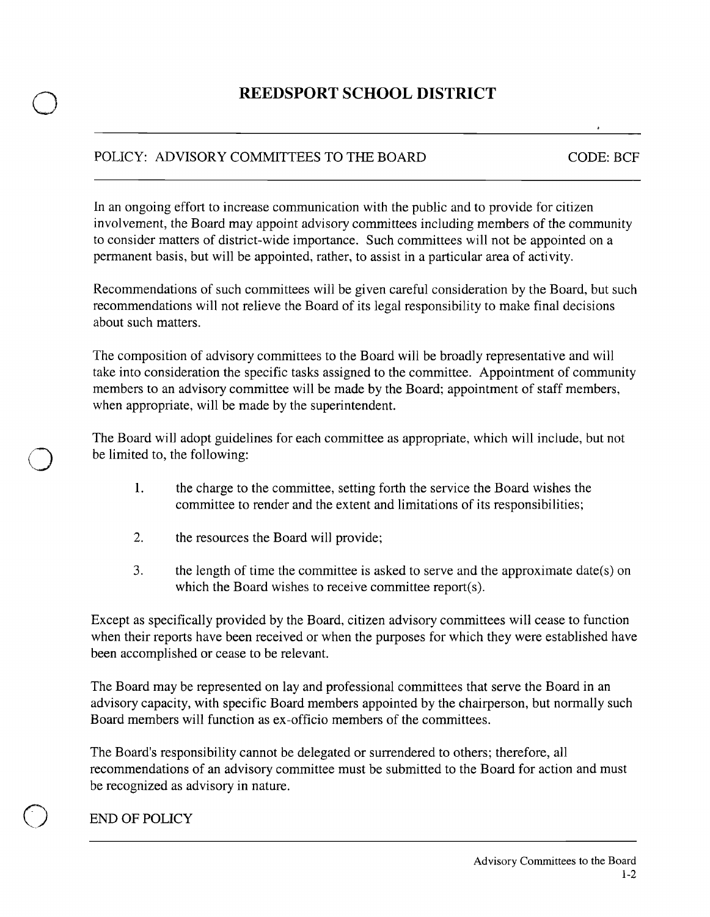# REEDSPORT SCHOOL DISTRICT

POLICY: ADVISORY COMMITTEES TO THE BOARD CODE: BCF

In an ongoing effort to increase communication with the public and to provide for citizen involvement, the Board may appoint advisory committees including members of the community to consider matters of district-wide importance. Such committees will not be appointed on a permanent basis, but will be appointed, rather, to assist in a particular area of activity.

Recommendations of such committees will be given careful consideration by the Board, but such recommendations will not relieve the Board of its legal responsibility to make final decisions about such matters.

The composition of advisory committees to the Board will be broadly representative and will take into consideration the specific tasks assigned to the committee. Appointment of community members to an advisory committee will be made by the Board; appointment of staff members, when appropriate, will be made by the superintendent.

The Board will adopt guidelines for each committee as appropriate, which will include, but not be limited to, the following:

1. the charge to the committee, setting forth the service the Board wishes the committee to render and the extent and limitations of its responsibilities;

2. the resources the Board will provide;

3. the length of time the committee is asked to serve and the approximate date(s) on which the Board wishes to receive committee report(s).

Except as specifically provided by the Board, citizen advisory committees will cease to function when their reports have been received or when the purposes for which they were established have been accomplished or cease to be relevant.

The Board may be represented on lay and professional committees that serve the Board in an advisory capacity, with specific Board members appointed by the chairperson, but normally such Board members will function as ex-officio members of the committees.

The Board's responsibility cannot be delegated or surrendered to others; therefore, all recommendations of an advisory committee must be submitted to the Board for action and must be recognized as advisory in nature.

END OF POLICY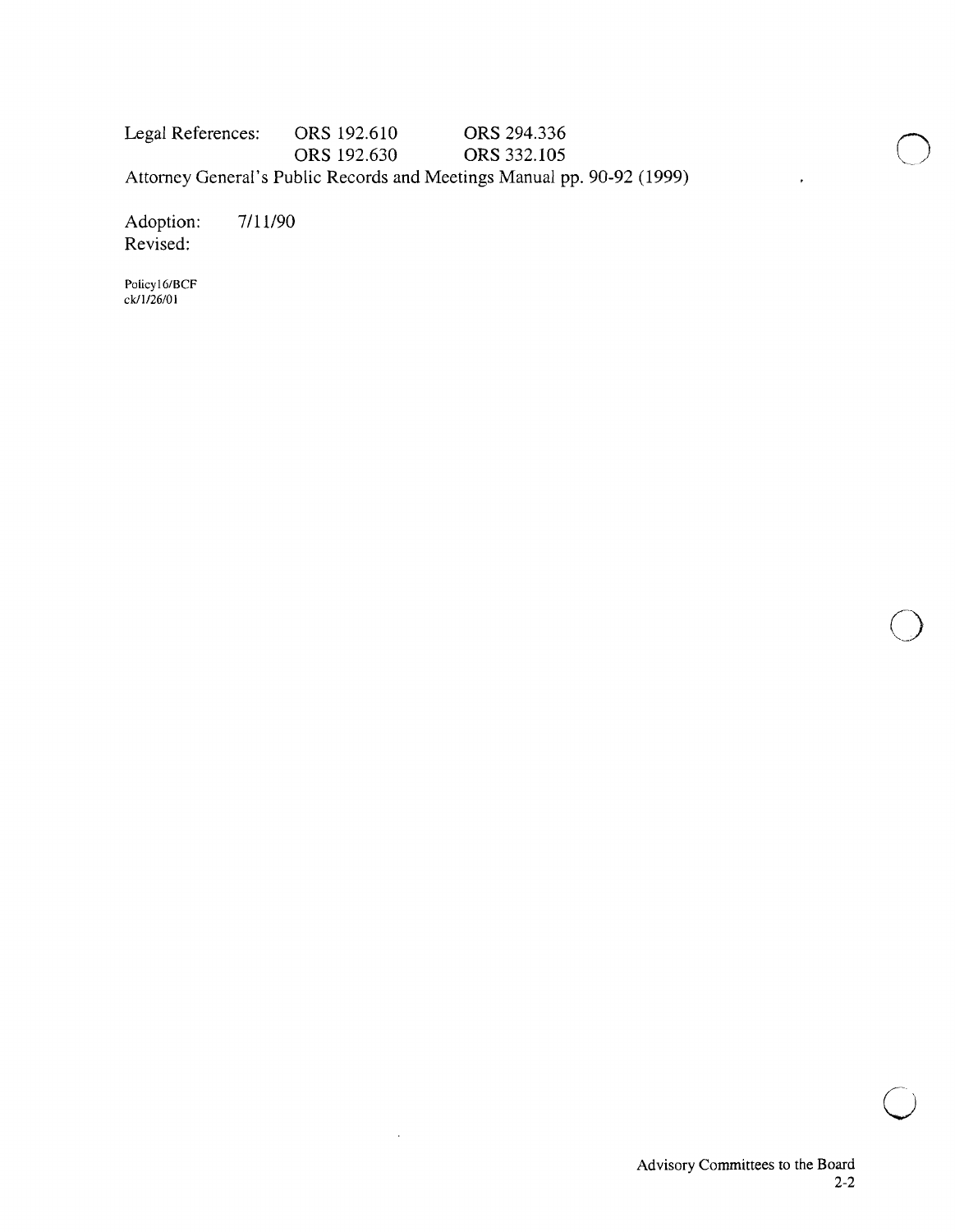Legal References: ORS 192.610 ORS 294.336
ORS 192.630 ORS 332.105

Attorney General's Public Records and Meetings Manual pp. 90-92 (1999)

Adoption: 7/11/90
Revised:

Policy16/BCF
ck/1/26/01